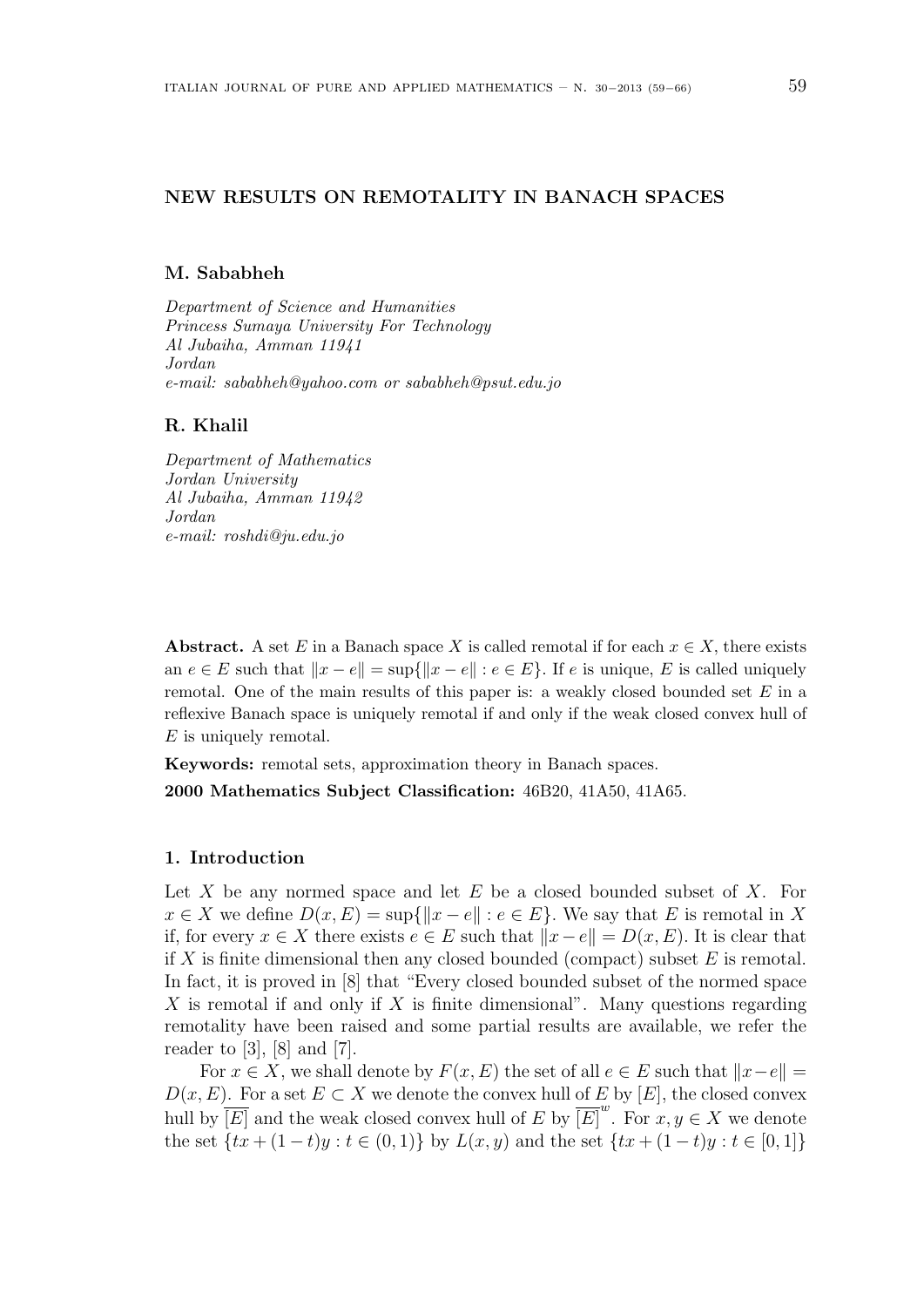# NEW RESULTS ON REMOTALITY IN BANACH SPACES

**M. Sababheh**

*Department of Science and Humanities*
*Princess Sumaya University For Technology*
*Al Jubaiha, Amman 11941*
*Jordan*
*e-mail: sababheh@yahoo.com or sababheh@psut.edu.jo*

**R. Khalil**

*Department of Mathematics*
*Jordan University*
*Al Jubaiha, Amman 11942*
*Jordan*
*e-mail: roshdi@ju.edu.jo*

**Abstract.** A set $E$ in a Banach space $X$ is called remotal if for each $x \in X$, there exists an $e \in E$ such that $\|x - e\| = \sup\{\|x - e\| : e \in E\}$. If $e$ is unique, $E$ is called uniquely remotal. One of the main results of this paper is: a weakly closed bounded set $E$ in a reflexive Banach space is uniquely remotal if and only if the weak closed convex hull of $E$ is uniquely remotal.

**Keywords:** remotal sets, approximation theory in Banach spaces.

**2000 Mathematics Subject Classification:** 46B20, 41A50, 41A65.

## 1. Introduction

Let $X$ be any normed space and let $E$ be a closed bounded subset of $X$. For $x \in X$ we define $D(x, E) = \sup\{\|x - e\| : e \in E\}$. We say that $E$ is remotal in $X$ if, for every $x \in X$ there exists $e \in E$ such that $\|x - e\| = D(x, E)$. It is clear that if $X$ is finite dimensional then any closed bounded (compact) subset $E$ is remotal. In fact, it is proved in [8] that "Every closed bounded subset of the normed space $X$ is remotal if and only if $X$ is finite dimensional". Many questions regarding remotality have been raised and some partial results are available, we refer the reader to [3], [8] and [7].

For $x \in X$, we shall denote by $F(x, E)$ the set of all $e \in E$ such that $\|x - e\| = D(x, E)$. For a set $E \subset X$ we denote the convex hull of $E$ by $[E]$, the closed convex hull by $\overline{[E]}$ and the weak closed convex hull of $E$ by $\overline{[E]}^w$. For $x, y \in X$ we denote the set $\{tx + (1-t)y : t \in (0, 1)\}$ by $L(x, y)$ and the set $\{tx + (1-t)y : t \in [0, 1]\}$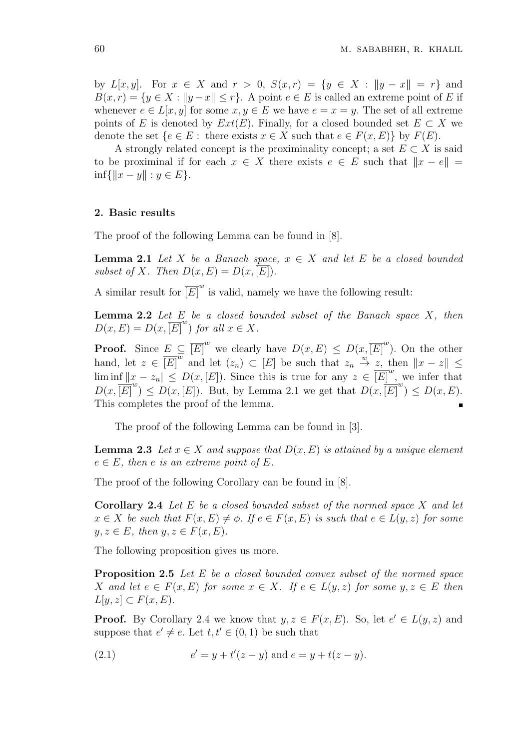by $L[x,y]$. For $x \in X$ and $r > 0$, $S(x,r) = \{y \in X : \|y - x\| = r\}$ and $B(x,r) = \{y \in X : \|y - x\| \leq r\}$. A point $e \in E$ is called an extreme point of $E$ if whenever $e \in L[x,y]$ for some $x, y \in E$ we have $e = x = y$. The set of all extreme points of $E$ is denoted by $Ext(E)$. Finally, for a closed bounded set $E \subset X$ we denote the set $\{e \in E : \text{ there exists } x \in X \text{ such that } e \in F(x,E)\}$ by $F(E)$.

A strongly related concept is the proximinality concept; a set $E \subset X$ is said to be proximinal if for each $x \in X$ there exists $e \in E$ such that $\|x - e\| = \inf\{\|x - y\| : y \in E\}$.

## 2. Basic results

The proof of the following Lemma can be found in [8].

**Lemma 2.1** *Let $X$ be a Banach space, $x \in X$ and let $E$ be a closed bounded subset of $X$. Then $D(x,E) = D(x, \overline{[E]})$.*

A similar result for $\overline{[E]}^w$ is valid, namely we have the following result:

**Lemma 2.2** *Let $E$ be a closed bounded subset of the Banach space $X$, then $D(x,E) = D(x, \overline{[E]}^w)$ for all $x \in X$.*

**Proof.** Since $E \subseteq \overline{[E]}^w$ we clearly have $D(x,E) \leq D(x, \overline{[E]}^w)$. On the other hand, let $z \in \overline{[E]}^w$ and let $(z_n) \subset [E]$ be such that $z_n \overset{w}{\to} z$, then $\|x - z\| \leq \liminf \|x - z_n| \leq D(x,[E])$. Since this is true for any $z \in \overline{[E]}^w$, we infer that $D(x, \overline{[E]}^w) \leq D(x,[E])$. But, by Lemma 2.1 we get that $D(x, \overline{[E]}^w) \leq D(x,E)$. This completes the proof of the lemma. ∎

The proof of the following Lemma can be found in [3].

**Lemma 2.3** *Let $x \in X$ and suppose that $D(x,E)$ is attained by a unique element $e \in E$, then $e$ is an extreme point of $E$.*

The proof of the following Corollary can be found in [8].

**Corollary 2.4** *Let $E$ be a closed bounded subset of the normed space $X$ and let $x \in X$ be such that $F(x,E) \neq \phi$. If $e \in F(x,E)$ is such that $e \in L(y,z)$ for some $y, z \in E$, then $y, z \in F(x,E)$.*

The following proposition gives us more.

**Proposition 2.5** *Let $E$ be a closed bounded convex subset of the normed space $X$ and let $e \in F(x,E)$ for some $x \in X$. If $e \in L(y,z)$ for some $y, z \in E$ then $L[y,z] \subset F(x,E)$.*

**Proof.** By Corollary 2.4 we know that $y, z \in F(x,E)$. So, let $e' \in L(y,z)$ and suppose that $e' \neq e$. Let $t, t' \in (0,1)$ be such that

$$e' = y + t'(z - y) \text{ and } e = y + t(z - y). \tag{2.1}$$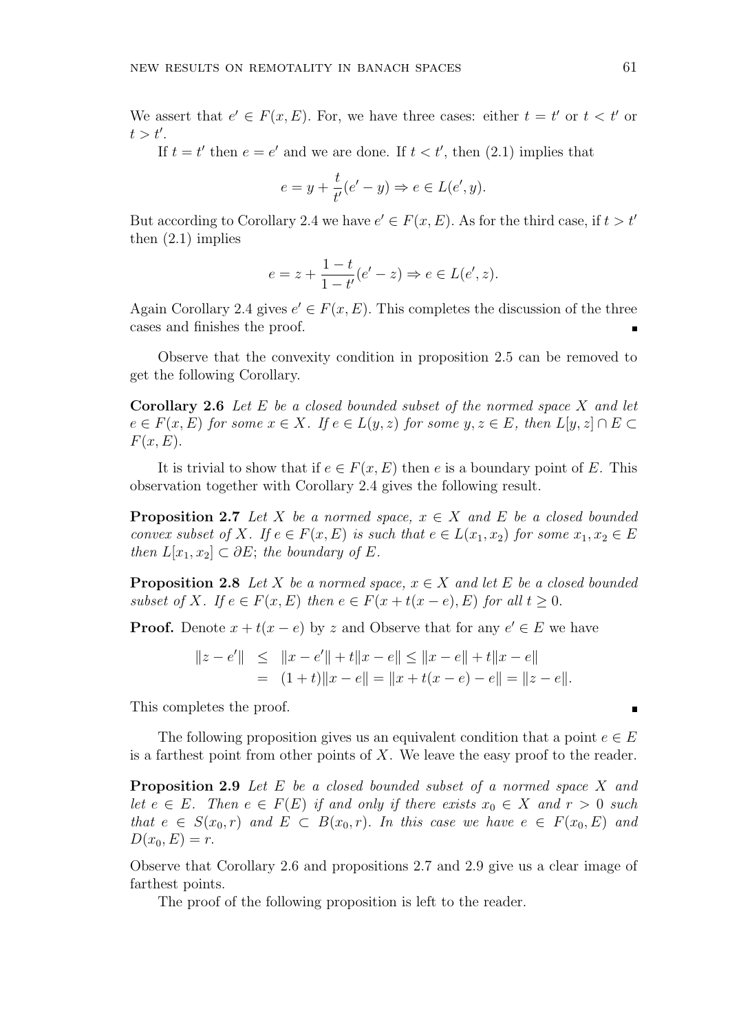We assert that $e' \in F(x, E)$. For, we have three cases: either $t = t'$ or $t < t'$ or $t > t'$.

If $t = t'$ then $e = e'$ and we are done. If $t < t'$, then (2.1) implies that

$$e = y + \frac{t}{t'}(e' - y) \Rightarrow e \in L(e', y).$$

But according to Corollary 2.4 we have $e' \in F(x, E)$. As for the third case, if $t > t'$ then (2.1) implies

$$e = z + \frac{1 - t}{1 - t'}(e' - z) \Rightarrow e \in L(e', z).$$

Again Corollary 2.4 gives $e' \in F(x, E)$. This completes the discussion of the three cases and finishes the proof. ∎

Observe that the convexity condition in proposition 2.5 can be removed to get the following Corollary.

**Corollary 2.6** *Let $E$ be a closed bounded subset of the normed space $X$ and let $e \in F(x, E)$ for some $x \in X$. If $e \in L(y, z)$ for some $y, z \in E$, then $L[y, z] \cap E \subset F(x, E)$.*

It is trivial to show that if $e \in F(x, E)$ then $e$ is a boundary point of $E$. This observation together with Corollary 2.4 gives the following result.

**Proposition 2.7** *Let $X$ be a normed space, $x \in X$ and $E$ be a closed bounded convex subset of $X$. If $e \in F(x, E)$ is such that $e \in L(x_1, x_2)$ for some $x_1, x_2 \in E$ then $L[x_1, x_2] \subset \partial E$; the boundary of $E$.*

**Proposition 2.8** *Let $X$ be a normed space, $x \in X$ and let $E$ be a closed bounded subset of $X$. If $e \in F(x, E)$ then $e \in F(x + t(x - e), E)$ for all $t \geq 0$.*

**Proof.** Denote $x + t(x - e)$ by $z$ and Observe that for any $e' \in E$ we have

$$\begin{aligned} \|z - e'\| &\leq \|x - e'\| + t\|x - e\| \leq \|x - e\| + t\|x - e\| \\ &= (1 + t)\|x - e\| = \|x + t(x - e) - e\| = \|z - e\|. \end{aligned}$$

This completes the proof. ∎

The following proposition gives us an equivalent condition that a point $e \in E$ is a farthest point from other points of $X$. We leave the easy proof to the reader.

**Proposition 2.9** *Let $E$ be a closed bounded subset of a normed space $X$ and let $e \in E$. Then $e \in F(E)$ if and only if there exists $x_0 \in X$ and $r > 0$ such that $e \in S(x_0, r)$ and $E \subset B(x_0, r)$. In this case we have $e \in F(x_0, E)$ and $D(x_0, E) = r$.*

Observe that Corollary 2.6 and propositions 2.7 and 2.9 give us a clear image of farthest points.

The proof of the following proposition is left to the reader.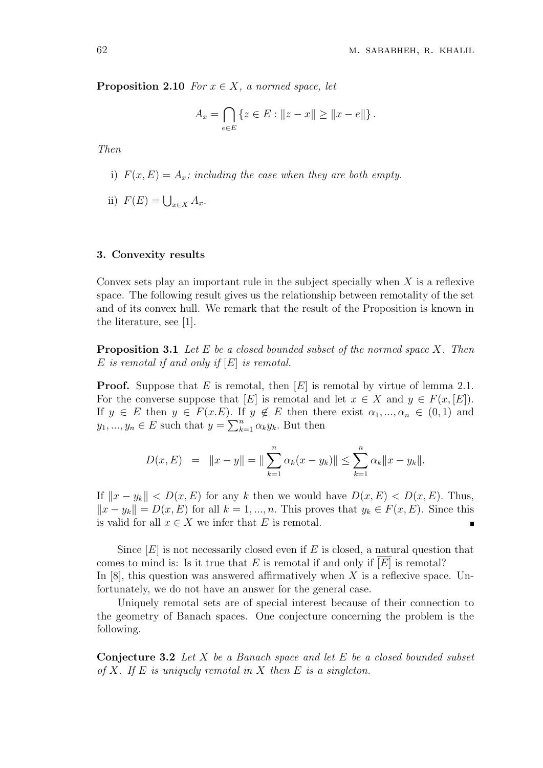**Proposition 2.10** *For $x \in X$, a normed space, let*

$$A_x = \bigcap_{e \in E} \{z \in E : \|z - x\| \geq \|x - e\|\}.$$

*Then*

i) *$F(x, E) = A_x$; including the case when they are both empty.*

ii) *$F(E) = \bigcup_{x \in X} A_x$.*

### 3. Convexity results

Convex sets play an important rule in the subject specially when $X$ is a reflexive space. The following result gives us the relationship between remotality of the set and of its convex hull. We remark that the result of the Proposition is known in the literature, see [1].

**Proposition 3.1** *Let $E$ be a closed bounded subset of the normed space $X$. Then $E$ is remotal if and only if $[E]$ is remotal.*

**Proof.** Suppose that $E$ is remotal, then $[E]$ is remotal by virtue of lemma 2.1. For the converse suppose that $[E]$ is remotal and let $x \in X$ and $y \in F(x, [E])$. If $y \in E$ then $y \in F(x.E)$. If $y \notin E$ then there exist $\alpha_1, ..., \alpha_n \in (0, 1)$ and $y_1, ..., y_n \in E$ such that $y = \sum_{k=1}^{n} \alpha_k y_k$. But then

$$D(x, E) \;\; = \;\; \|x - y\| = \|\sum_{k=1}^{n} \alpha_k (x - y_k)\| \leq \sum_{k=1}^{n} \alpha_k \|x - y_k\|.$$

If $\|x - y_k\| < D(x, E)$ for any $k$ then we would have $D(x, E) < D(x, E)$. Thus, $\|x - y_k\| = D(x, E)$ for all $k = 1, ..., n$. This proves that $y_k \in F(x, E)$. Since this is valid for all $x \in X$ we infer that $E$ is remotal. ∎

Since $[E]$ is not necessarily closed even if $E$ is closed, a natural question that comes to mind is: Is it true that $E$ is remotal if and only if $\overline{[E]}$ is remotal? In [8], this question was answered affirmatively when $X$ is a reflexive space. Unfortunately, we do not have an answer for the general case.

Uniquely remotal sets are of special interest because of their connection to the geometry of Banach spaces. One conjecture concerning the problem is the following.

**Conjecture 3.2** *Let $X$ be a Banach space and let $E$ be a closed bounded subset of $X$. If $E$ is uniquely remotal in $X$ then $E$ is a singleton.*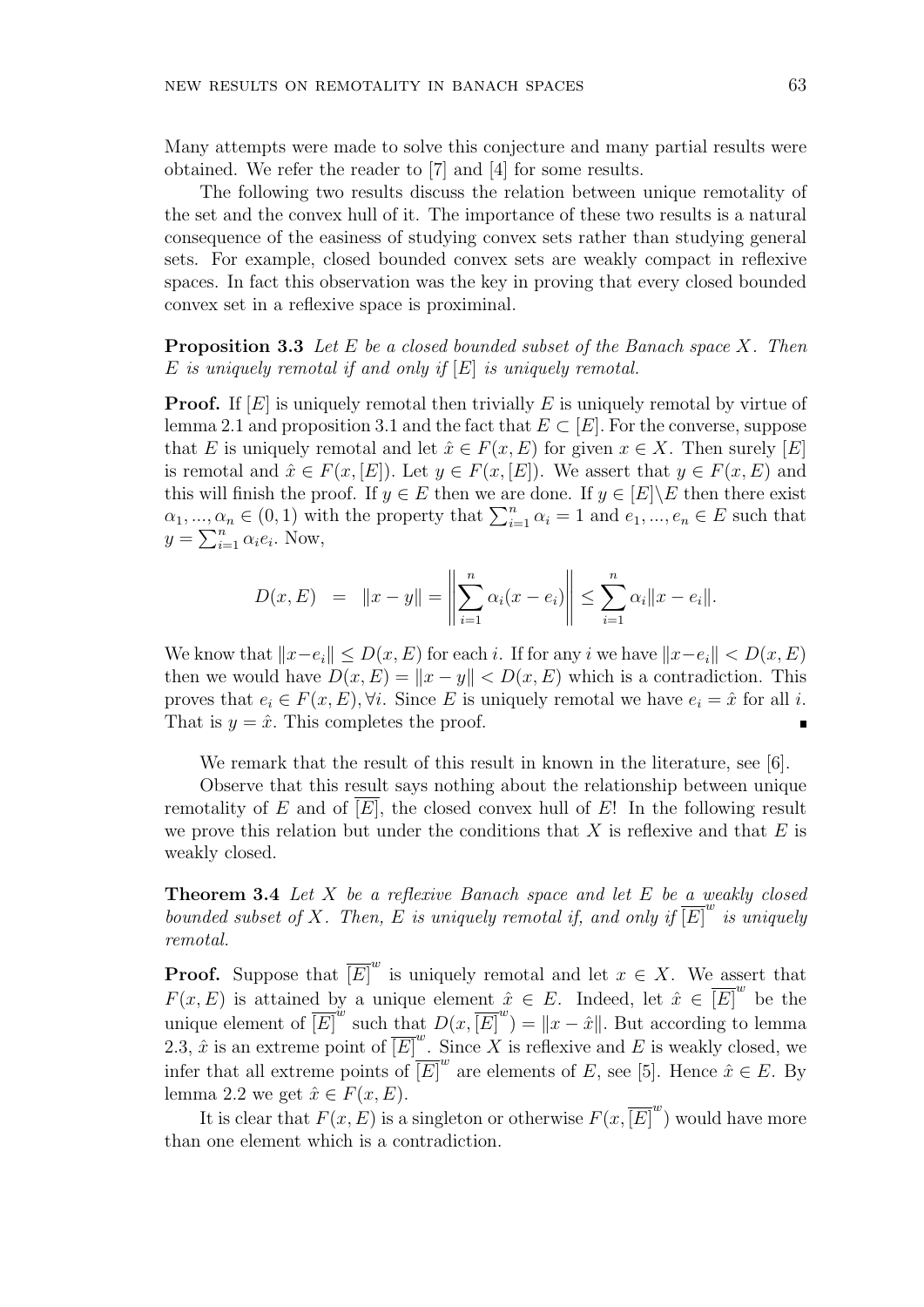Many attempts were made to solve this conjecture and many partial results were obtained. We refer the reader to [7] and [4] for some results.

The following two results discuss the relation between unique remotality of the set and the convex hull of it. The importance of these two results is a natural consequence of the easiness of studying convex sets rather than studying general sets. For example, closed bounded convex sets are weakly compact in reflexive spaces. In fact this observation was the key in proving that every closed bounded convex set in a reflexive space is proximinal.

**Proposition 3.3** *Let $E$ be a closed bounded subset of the Banach space $X$. Then $E$ is uniquely remotal if and only if $[E]$ is uniquely remotal.*

**Proof.** If $[E]$ is uniquely remotal then trivially $E$ is uniquely remotal by virtue of lemma 2.1 and proposition 3.1 and the fact that $E \subset [E]$. For the converse, suppose that $E$ is uniquely remotal and let $\hat{x} \in F(x, E)$ for given $x \in X$. Then surely $[E]$ is remotal and $\hat{x} \in F(x, [E])$. Let $y \in F(x, [E])$. We assert that $y \in F(x, E)$ and this will finish the proof. If $y \in E$ then we are done. If $y \in [E] \backslash E$ then there exist $\alpha_1, ..., \alpha_n \in (0, 1)$ with the property that $\sum_{i=1}^{n} \alpha_i = 1$ and $e_1, ..., e_n \in E$ such that $y = \sum_{i=1}^{n} \alpha_i e_i$. Now,

$$D(x, E) \;=\; \|x - y\| = \left\| \sum_{i=1}^{n} \alpha_i (x - e_i) \right\| \leq \sum_{i=1}^{n} \alpha_i \|x - e_i\|.$$

We know that $\|x - e_i\| \leq D(x, E)$ for each $i$. If for any $i$ we have $\|x - e_i\| < D(x, E)$ then we would have $D(x, E) = \|x - y\| < D(x, E)$ which is a contradiction. This proves that $e_i \in F(x, E), \forall i$. Since $E$ is uniquely remotal we have $e_i = \hat{x}$ for all $i$. That is $y = \hat{x}$. This completes the proof. ∎

We remark that the result of this result in known in the literature, see [6].

Observe that this result says nothing about the relationship between unique remotality of $E$ and of $\overline{[E]}$, the closed convex hull of $E$! In the following result we prove this relation but under the conditions that $X$ is reflexive and that $E$ is weakly closed.

**Theorem 3.4** *Let $X$ be a reflexive Banach space and let $E$ be a weakly closed bounded subset of $X$. Then, $E$ is uniquely remotal if, and only if $\overline{[E]}^w$ is uniquely remotal.*

**Proof.** Suppose that $\overline{[E]}^w$ is uniquely remotal and let $x \in X$. We assert that $F(x, E)$ is attained by a unique element $\hat{x} \in E$. Indeed, let $\hat{x} \in \overline{[E]}^w$ be the unique element of $\overline{[E]}^w$ such that $D(x, \overline{[E]}^w) = \|x - \hat{x}\|$. But according to lemma 2.3, $\hat{x}$ is an extreme point of $\overline{[E]}^w$. Since $X$ is reflexive and $E$ is weakly closed, we infer that all extreme points of $\overline{[E]}^w$ are elements of $E$, see [5]. Hence $\hat{x} \in E$. By lemma 2.2 we get $\hat{x} \in F(x, E)$.

It is clear that $F(x, E)$ is a singleton or otherwise $F(x, \overline{[E]}^w)$ would have more than one element which is a contradiction.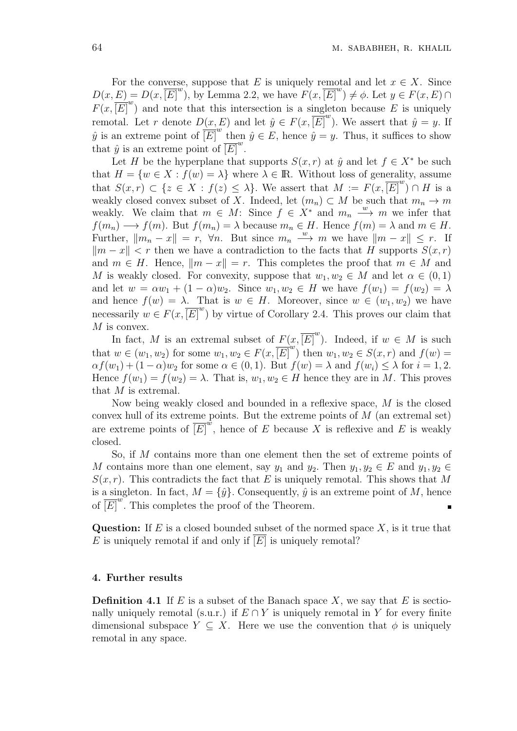For the converse, suppose that $E$ is uniquely remotal and let $x \in X$. Since $D(x, E) = D(x, \overline{[E]}^w)$, by Lemma 2.2, we have $F(x, \overline{[E]}^w) \neq \phi$. Let $y \in F(x, E) \cap F(x, \overline{[E]}^w)$ and note that this intersection is a singleton because $E$ is uniquely remotal. Let $r$ denote $D(x, E)$ and let $\hat{y} \in F(x, \overline{[E]}^w)$. We assert that $\hat{y} = y$. If $\hat{y}$ is an extreme point of $\overline{[E]}^w$ then $\hat{y} \in E$, hence $\hat{y} = y$. Thus, it suffices to show that $\hat{y}$ is an extreme point of $\overline{[E]}^w$.

Let $H$ be the hyperplane that supports $S(x, r)$ at $\hat{y}$ and let $f \in X^*$ be such that $H = \{w \in X : f(w) = \lambda\}$ where $\lambda \in \mathbb{R}$. Without loss of generality, assume that $S(x, r) \subset \{z \in X : f(z) \leq \lambda\}$. We assert that $M := F(x, \overline{[E]}^w) \cap H$ is a weakly closed convex subset of $X$. Indeed, let $(m_n) \subset M$ be such that $m_n \to m$ weakly. We claim that $m \in M$: Since $f \in X^*$ and $m_n \xrightarrow{w} m$ we infer that $f(m_n) \longrightarrow f(m)$. But $f(m_n) = \lambda$ because $m_n \in H$. Hence $f(m) = \lambda$ and $m \in H$. Further, $\|m_n - x\| = r$, $\forall n$. But since $m_n \xrightarrow{w} m$ we have $\|m - x\| \leq r$. If $\|m - x\| < r$ then we have a contradiction to the facts that $H$ supports $S(x, r)$ and $m \in H$. Hence, $\|m - x\| = r$. This completes the proof that $m \in M$ and $M$ is weakly closed. For convexity, suppose that $w_1, w_2 \in M$ and let $\alpha \in (0, 1)$ and let $w = \alpha w_1 + (1 - \alpha) w_2$. Since $w_1, w_2 \in H$ we have $f(w_1) = f(w_2) = \lambda$ and hence $f(w) = \lambda$. That is $w \in H$. Moreover, since $w \in (w_1, w_2)$ we have necessarily $w \in F(x, \overline{[E]}^w)$ by virtue of Corollary 2.4. This proves our claim that $M$ is convex.

In fact, $M$ is an extremal subset of $F(x, \overline{[E]}^w)$. Indeed, if $w \in M$ is such that $w \in (w_1, w_2)$ for some $w_1, w_2 \in F(x, \overline{[E]}^w)$ then $w_1, w_2 \in S(x, r)$ and $f(w) = \alpha f(w_1) + (1 - \alpha) w_2$ for some $\alpha \in (0, 1)$. But $f(w) = \lambda$ and $f(w_i) \leq \lambda$ for $i = 1, 2$. Hence $f(w_1) = f(w_2) = \lambda$. That is, $w_1, w_2 \in H$ hence they are in $M$. This proves that $M$ is extremal.

Now being weakly closed and bounded in a reflexive space, $M$ is the closed convex hull of its extreme points. But the extreme points of $M$ (an extremal set) are extreme points of $\overline{[E]}^w$, hence of $E$ because $X$ is reflexive and $E$ is weakly closed.

So, if $M$ contains more than one element then the set of extreme points of $M$ contains more than one element, say $y_1$ and $y_2$. Then $y_1, y_2 \in E$ and $y_1, y_2 \in S(x, r)$. This contradicts the fact that $E$ is uniquely remotal. This shows that $M$ is a singleton. In fact, $M = \{\hat{y}\}$. Consequently, $\hat{y}$ is an extreme point of $M$, hence of $\overline{[E]}^w$. This completes the proof of the Theorem. ∎

**Question:** If $E$ is a closed bounded subset of the normed space $X$, is it true that $E$ is uniquely remotal if and only if $\overline{[E]}$ is uniquely remotal?

#### 4. Further results

**Definition 4.1** If $E$ is a subset of the Banach space $X$, we say that $E$ is sectionally uniquely remotal (s.u.r.) if $E \cap Y$ is uniquely remotal in $Y$ for every finite dimensional subspace $Y \subseteq X$. Here we use the convention that $\phi$ is uniquely remotal in any space.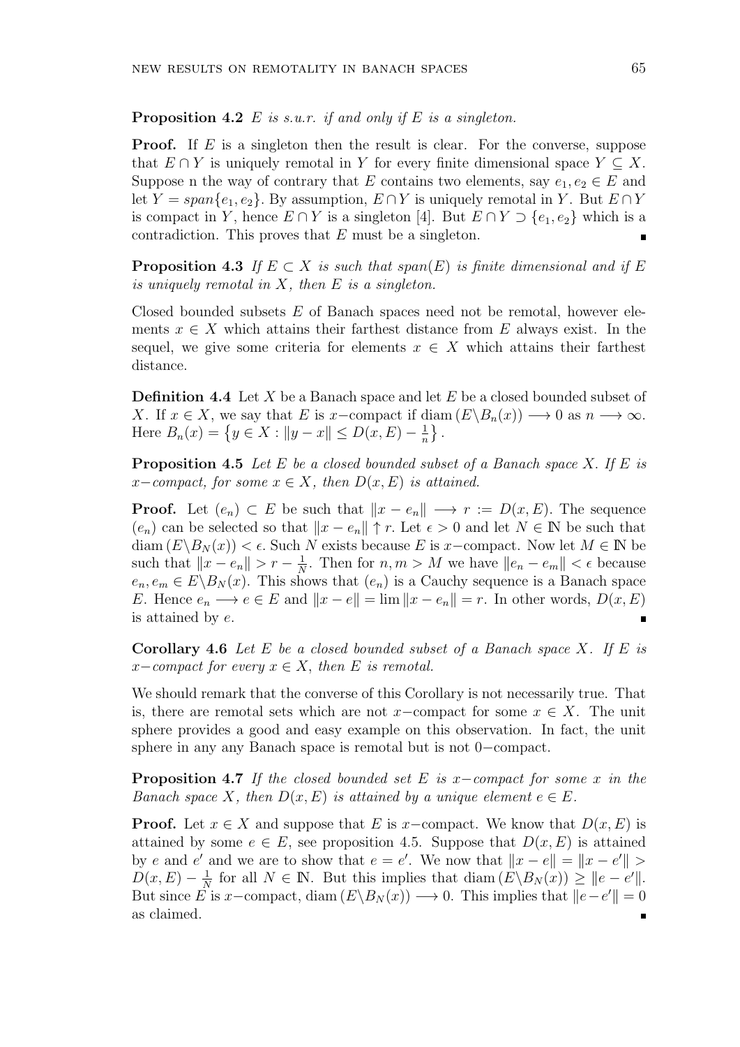**Proposition 4.2** *$E$ is s.u.r. if and only if $E$ is a singleton.*

**Proof.** If $E$ is a singleton then the result is clear. For the converse, suppose that $E \cap Y$ is uniquely remotal in $Y$ for every finite dimensional space $Y \subseteq X$. Suppose n the way of contrary that $E$ contains two elements, say $e_1, e_2 \in E$ and let $Y = span\{e_1, e_2\}$. By assumption, $E \cap Y$ is uniquely remotal in $Y$. But $E \cap Y$ is compact in $Y$, hence $E \cap Y$ is a singleton [4]. But $E \cap Y \supset \{e_1, e_2\}$ which is a contradiction. This proves that $E$ must be a singleton. ∎

**Proposition 4.3** *If $E \subset X$ is such that $span(E)$ is finite dimensional and if $E$ is uniquely remotal in $X$, then $E$ is a singleton.*

Closed bounded subsets $E$ of Banach spaces need not be remotal, however elements $x \in X$ which attains their farthest distance from $E$ always exist. In the sequel, we give some criteria for elements $x \in X$ which attains their farthest distance.

**Definition 4.4** Let $X$ be a Banach space and let $E$ be a closed bounded subset of $X$. If $x \in X$, we say that $E$ is $x-$compact if $\operatorname{diam}(E \backslash B_n(x)) \longrightarrow 0$ as $n \longrightarrow \infty$. Here $B_n(x) = \left\{ y \in X : \|y - x\| \leq D(x, E) - \frac{1}{n} \right\}$.

**Proposition 4.5** *Let $E$ be a closed bounded subset of a Banach space $X$. If $E$ is $x-$compact, for some $x \in X$, then $D(x, E)$ is attained.*

**Proof.** Let $(e_n) \subset E$ be such that $\|x - e_n\| \longrightarrow r := D(x, E)$. The sequence $(e_n)$ can be selected so that $\|x - e_n\| \uparrow r$. Let $\epsilon > 0$ and let $N \in \mathbb{N}$ be such that $\operatorname{diam}(E \backslash B_N(x)) < \epsilon$. Such $N$ exists because $E$ is $x-$compact. Now let $M \in \mathbb{N}$ be such that $\|x - e_n\| > r - \frac{1}{N}$. Then for $n, m > M$ we have $\|e_n - e_m\| < \epsilon$ because $e_n, e_m \in E \backslash B_N(x)$. This shows that $(e_n)$ is a Cauchy sequence is a Banach space $E$. Hence $e_n \longrightarrow e \in E$ and $\|x - e\| = \lim \|x - e_n\| = r$. In other words, $D(x, E)$ is attained by $e$. ∎

**Corollary 4.6** *Let $E$ be a closed bounded subset of a Banach space $X$. If $E$ is $x-$compact for every $x \in X$, then $E$ is remotal.*

We should remark that the converse of this Corollary is not necessarily true. That is, there are remotal sets which are not $x-$compact for some $x \in X$. The unit sphere provides a good and easy example on this observation. In fact, the unit sphere in any any Banach space is remotal but is not $0-$compact.

**Proposition 4.7** *If the closed bounded set $E$ is $x-$compact for some $x$ in the Banach space $X$, then $D(x, E)$ is attained by a unique element $e \in E$.*

**Proof.** Let $x \in X$ and suppose that $E$ is $x-$compact. We know that $D(x, E)$ is attained by some $e \in E$, see proposition 4.5. Suppose that $D(x, E)$ is attained by $e$ and $e'$ and we are to show that $e = e'$. We now that $\|x - e\| = \|x - e'\| > D(x, E) - \frac{1}{N}$ for all $N \in \mathbb{N}$. But this implies that $\operatorname{diam}(E \backslash B_N(x)) \geq \|e - e'\|$. But since $E$ is $x-$compact, $\operatorname{diam}(E \backslash B_N(x)) \longrightarrow 0$. This implies that $\|e - e'\| = 0$ as claimed. ∎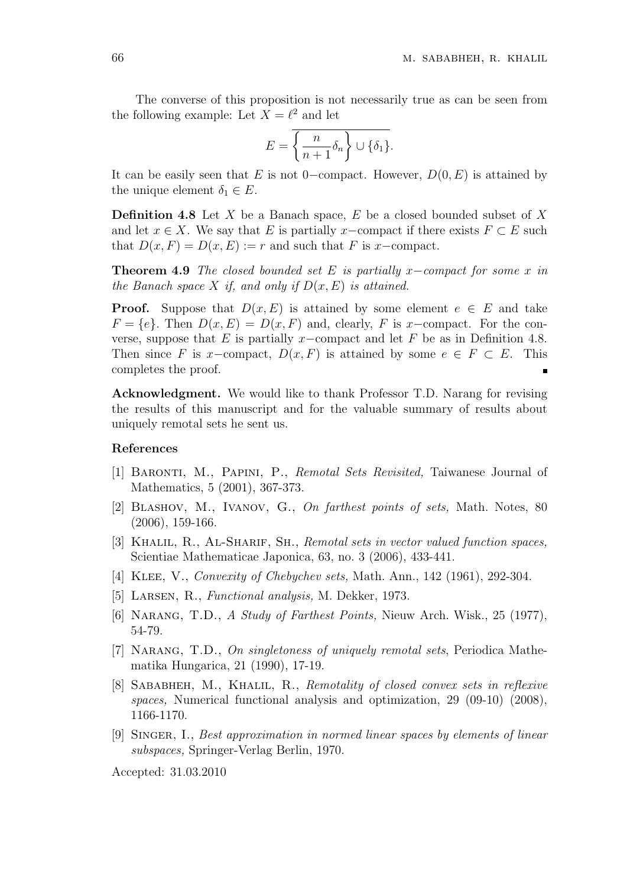The converse of this proposition is not necessarily true as can be seen from the following example: Let $X = \ell^2$ and let

$$E = \overline{\left\{ \frac{n}{n+1}\delta_n \right\} \cup \{\delta_1\}}.$$

It can be easily seen that $E$ is not $0-$compact. However, $D(0, E)$ is attained by the unique element $\delta_1 \in E$.

**Definition 4.8** Let $X$ be a Banach space, $E$ be a closed bounded subset of $X$ and let $x \in X$. We say that $E$ is partially $x-$compact if there exists $F \subset E$ such that $D(x, F) = D(x, E) := r$ and such that $F$ is $x-$compact.

**Theorem 4.9** *The closed bounded set $E$ is partially $x-$compact for some $x$ in the Banach space $X$ if, and only if $D(x, E)$ is attained.*

**Proof.** Suppose that $D(x, E)$ is attained by some element $e \in E$ and take $F = \{e\}$. Then $D(x, E) = D(x, F)$ and, clearly, $F$ is $x-$compact. For the converse, suppose that $E$ is partially $x-$compact and let $F$ be as in Definition 4.8. Then since $F$ is $x-$compact, $D(x, F)$ is attained by some $e \in F \subset E$. This completes the proof. ∎

**Acknowledgment.** We would like to thank Professor T.D. Narang for revising the results of this manuscript and for the valuable summary of results about uniquely remotal sets he sent us.

## References

[1] Baronti, M., Papini, P., *Remotal Sets Revisited,* Taiwanese Journal of Mathematics, 5 (2001), 367-373.

[2] Blashov, M., Ivanov, G., *On farthest points of sets,* Math. Notes, 80 (2006), 159-166.

[3] Khalil, R., Al-Sharif, Sh., *Remotal sets in vector valued function spaces,* Scientiae Mathematicae Japonica, 63, no. 3 (2006), 433-441.

[4] Klee, V., *Convexity of Chebychev sets,* Math. Ann., 142 (1961), 292-304.

[5] Larsen, R., *Functional analysis,* M. Dekker, 1973.

[6] Narang, T.D., *A Study of Farthest Points,* Nieuw Arch. Wisk., 25 (1977), 54-79.

[7] Narang, T.D., *On singletoness of uniquely remotal sets*, Periodica Mathematika Hungarica, 21 (1990), 17-19.

[8] Sababheh, M., Khalil, R., *Remotality of closed convex sets in reflexive spaces,* Numerical functional analysis and optimization, 29 (09-10) (2008), 1166-1170.

[9] Singer, I., *Best approximation in normed linear spaces by elements of linear subspaces,* Springer-Verlag Berlin, 1970.

Accepted: 31.03.2010